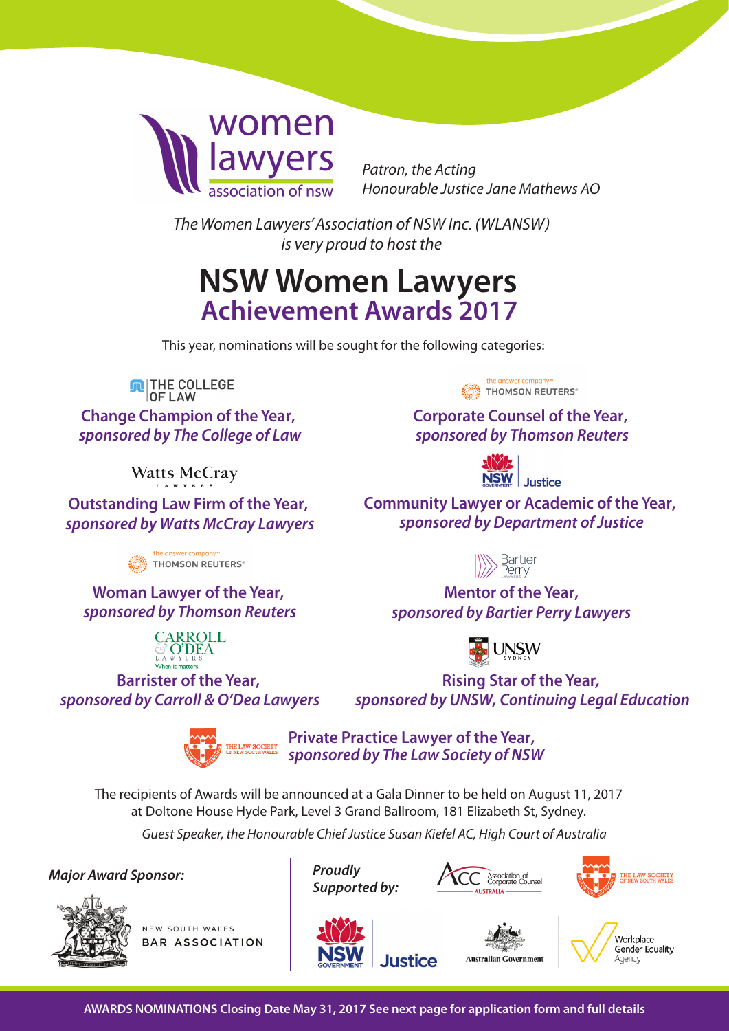women lawyers association of nsw

*Patron, the Acting Honourable Justice Jane Mathews AO*

*The Women Lawyers' Association of NSW Inc. (WLANSW) is very proud to host the*

# NSW Women Lawyers
## Achievement Awards 2017

This year, nominations will be sought for the following categories:

**Change Champion of the Year,**
***sponsored by The College of Law***

**Corporate Counsel of the Year,**
***sponsored by Thomson Reuters***

**Outstanding Law Firm of the Year,**
***sponsored by Watts McCray Lawyers***

**Community Lawyer or Academic of the Year,**
***sponsored by Department of Justice***

**Woman Lawyer of the Year,**
***sponsored by Thomson Reuters***

**Mentor of the Year,**
***sponsored by Bartier Perry Lawyers***

**Barrister of the Year,**
***sponsored by Carroll & O'Dea Lawyers***

**Rising Star of the Year,**
***sponsored by UNSW, Continuing Legal Education***

**Private Practice Lawyer of the Year,**
***sponsored by The Law Society of NSW***

The recipients of Awards will be announced at a Gala Dinner to be held on August 11, 2017 at Doltone House Hyde Park, Level 3 Grand Ballroom, 181 Elizabeth St, Sydney.

*Guest Speaker, the Honourable Chief Justice Susan Kiefel AC, High Court of Australia*

***Major Award Sponsor:***

New South Wales Bar Association

***Proudly Supported by:***

Association of Corporate Counsel Australia · The Law Society of New South Wales · NSW Government Justice · Australian Government · Workplace Gender Equality Agency

**AWARDS NOMINATIONS Closing Date May 31, 2017 See next page for application form and full details**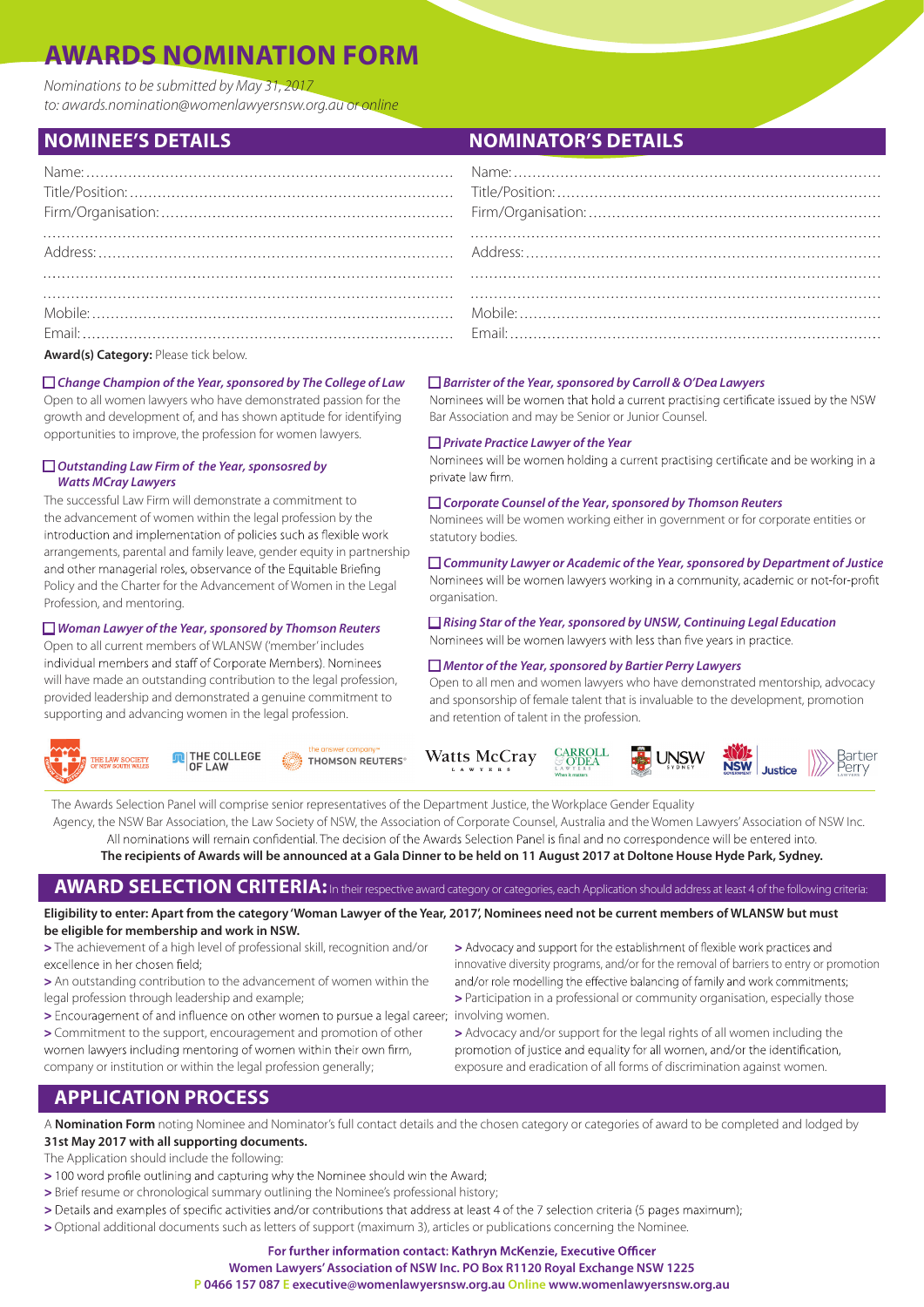# AWARDS NOMINATION FORM

*Nominations to be submitted by May 31, 2017*
*to: awards.nomination@womenlawyersnsw.org.au or online*

## NOMINEE'S DETAILS

Name:……………………………………………………………………

Title/Position:……………………………………………………………

Firm/Organisation:………………………………………………………

……………………………………………………………………………

Address:…………………………………………………………………

……………………………………………………………………………

……………………………………………………………………………

Mobile:……………………………………………………………………

Email:……………………………………………………………………

## NOMINATOR'S DETAILS

Name:……………………………………………………………………

Title/Position:……………………………………………………………

Firm/Organisation:………………………………………………………

……………………………………………………………………………

Address:…………………………………………………………………

……………………………………………………………………………

……………………………………………………………………………

Mobile:……………………………………………………………………

Email:……………………………………………………………………

**Award(s) Category:** Please tick below.

☐ ***Change Champion of the Year, sponsored by The College of Law***
Open to all women lawyers who have demonstrated passion for the growth and development of, and has shown aptitude for identifying opportunities to improve, the profession for women lawyers.

☐ ***Outstanding Law Firm of the Year, sponsosred by Watts MCray Lawyers***
The successful Law Firm will demonstrate a commitment to the advancement of women within the legal profession by the introduction and implementation of policies such as flexible work arrangements, parental and family leave, gender equity in partnership and other managerial roles, observance of the Equitable Briefing Policy and the Charter for the Advancement of Women in the Legal Profession, and mentoring.

☐ ***Woman Lawyer of the Year, sponsored by Thomson Reuters***
Open to all current members of WLANSW ('member' includes individual members and staff of Corporate Members). Nominees will have made an outstanding contribution to the legal profession, provided leadership and demonstrated a genuine commitment to supporting and advancing women in the legal profession.

☐ ***Barrister of the Year, sponsored by Carroll & O'Dea Lawyers***
Nominees will be women that hold a current practising certificate issued by the NSW Bar Association and may be Senior or Junior Counsel.

☐ ***Private Practice Lawyer of the Year***
Nominees will be women holding a current practising certificate and be working in a private law firm.

☐ ***Corporate Counsel of the Year, sponsored by Thomson Reuters***
Nominees will be women working either in government or for corporate entities or statutory bodies.

☐ ***Community Lawyer or Academic of the Year, sponsored by Department of Justice***
Nominees will be women lawyers working in a community, academic or not-for-profit organisation.

☐ ***Rising Star of the Year, sponsored by UNSW, Continuing Legal Education***
Nominees will be women lawyers with less than five years in practice.

☐ ***Mentor of the Year, sponsored by Bartier Perry Lawyers***
Open to all men and women lawyers who have demonstrated mentorship, advocacy and sponsorship of female talent that is invaluable to the development, promotion and retention of talent in the profession.

The Law Society of New South Wales | The College of Law | Thomson Reuters | Watts McCray Lawyers | Carroll & O'Dea Lawyers | UNSW Sydney | NSW Government Justice | Bartier Perry Lawyers

The Awards Selection Panel will comprise senior representatives of the Department Justice, the Workplace Gender Equality Agency, the NSW Bar Association, the Law Society of NSW, the Association of Corporate Counsel, Australia and the Women Lawyers' Association of NSW Inc. All nominations will remain confidential. The decision of the Awards Selection Panel is final and no correspondence will be entered into.
**The recipients of Awards will be announced at a Gala Dinner to be held on 11 August 2017 at Doltone House Hyde Park, Sydney.**

## AWARD SELECTION CRITERIA: In their respective award category or categories, each Application should address at least 4 of the following criteria:

**Eligibility to enter: Apart from the category 'Woman Lawyer of the Year, 2017', Nominees need not be current members of WLANSW but must be eligible for membership and work in NSW.**

> The achievement of a high level of professional skill, recognition and/or excellence in her chosen field;

> An outstanding contribution to the advancement of women within the legal profession through leadership and example;

> Encouragement of and influence on other women to pursue a legal career;

> Commitment to the support, encouragement and promotion of other women lawyers including mentoring of women within their own firm, company or institution or within the legal profession generally;

> Advocacy and support for the establishment of flexible work practices and innovative diversity programs, and/or for the removal of barriers to entry or promotion and/or role modelling the effective balancing of family and work commitments;

> Participation in a professional or community organisation, especially those involving women.

> Advocacy and/or support for the legal rights of all women including the promotion of justice and equality for all women, and/or the identification, exposure and eradication of all forms of discrimination against women.

## APPLICATION PROCESS

A **Nomination Form** noting Nominee and Nominator's full contact details and the chosen category or categories of award to be completed and lodged by **31st May 2017 with all supporting documents.**

The Application should include the following:

> 100 word profile outlining and capturing why the Nominee should win the Award;

> Brief resume or chronological summary outlining the Nominee's professional history;

> Details and examples of specific activities and/or contributions that address at least 4 of the 7 selection criteria (5 pages maximum);

> Optional additional documents such as letters of support (maximum 3), articles or publications concerning the Nominee.

**For further information contact: Kathryn McKenzie, Executive Officer**
**Women Lawyers' Association of NSW Inc. PO Box R1120 Royal Exchange NSW 1225**
**P 0466 157 087 E executive@womenlawyersnsw.org.au Online www.womenlawyersnsw.org.au**